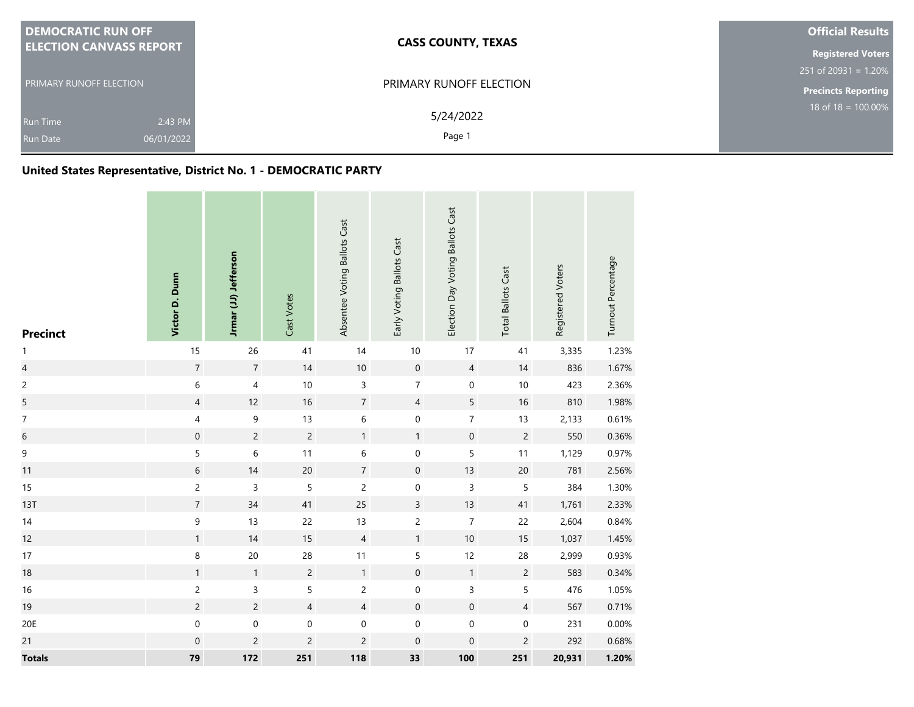**DEMOCRATIC RUN OFF ELECTION CANVASS REPORT**

PRIMARY RUNOFF ELECTION

Run Time 2:43 PM

Run Date 06/01/2022

**CASS COUNTY, TEXAS**

PRIMARY RUNOFF ELECTION

5/24/2022

**Official Results**

**Registered Voters**

251 of 20931 = 1.20%

**Precincts Reporting**

18 of 18 = 100.00%

## United States Representative, District No. 1 - DEMOCRATIC PARTY

| Precinct | Victor D. Dunn | Jrmar (JJ) Jefferson | Cast Votes | Absentee Voting Ballots Cast | Early Voting Ballots Cast | Election Day Voting Ballots Cast | Total Ballots Cast | Registered Voters | Turnout Percentage |
|---|---|---|---|---|---|---|---|---|---|
| 1 | 15 | 26 | 41 | 14 | 10 | 17 | 41 | 3,335 | 1.23% |
| 4 | 7 | 7 | 14 | 10 | 0 | 4 | 14 | 836 | 1.67% |
| 2 | 6 | 4 | 10 | 3 | 7 | 0 | 10 | 423 | 2.36% |
| 5 | 4 | 12 | 16 | 7 | 4 | 5 | 16 | 810 | 1.98% |
| 7 | 4 | 9 | 13 | 6 | 0 | 7 | 13 | 2,133 | 0.61% |
| 6 | 0 | 2 | 2 | 1 | 1 | 0 | 2 | 550 | 0.36% |
| 9 | 5 | 6 | 11 | 6 | 0 | 5 | 11 | 1,129 | 0.97% |
| 11 | 6 | 14 | 20 | 7 | 0 | 13 | 20 | 781 | 2.56% |
| 15 | 2 | 3 | 5 | 2 | 0 | 3 | 5 | 384 | 1.30% |
| 13T | 7 | 34 | 41 | 25 | 3 | 13 | 41 | 1,761 | 2.33% |
| 14 | 9 | 13 | 22 | 13 | 2 | 7 | 22 | 2,604 | 0.84% |
| 12 | 1 | 14 | 15 | 4 | 1 | 10 | 15 | 1,037 | 1.45% |
| 17 | 8 | 20 | 28 | 11 | 5 | 12 | 28 | 2,999 | 0.93% |
| 18 | 1 | 1 | 2 | 1 | 0 | 1 | 2 | 583 | 0.34% |
| 16 | 2 | 3 | 5 | 2 | 0 | 3 | 5 | 476 | 1.05% |
| 19 | 2 | 2 | 4 | 4 | 0 | 0 | 4 | 567 | 0.71% |
| 20E | 0 | 0 | 0 | 0 | 0 | 0 | 0 | 231 | 0.00% |
| 21 | 0 | 2 | 2 | 2 | 0 | 0 | 2 | 292 | 0.68% |
| **Totals** | **79** | **172** | **251** | **118** | **33** | **100** | **251** | **20,931** | **1.20%** |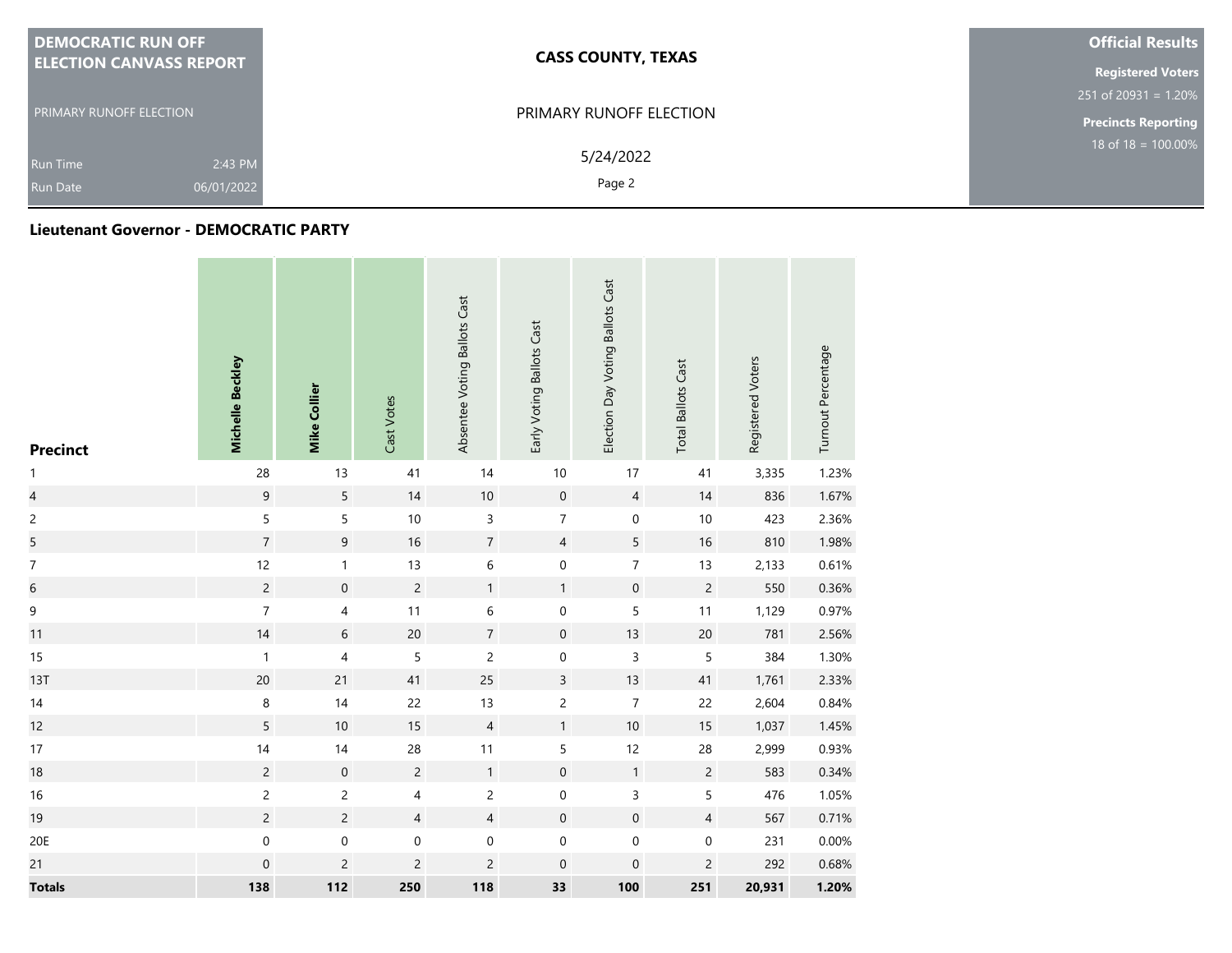# DEMOCRATIC RUN OFF ELECTION CANVASS REPORT

PRIMARY RUNOFF ELECTION

Run Time 2:43 PM

Run Date 06/01/2022

**CASS COUNTY, TEXAS**

PRIMARY RUNOFF ELECTION

5/24/2022

**Official Results**

**Registered Voters**

251 of 20931 = 1.20%

**Precincts Reporting**

18 of 18 = 100.00%

## Lieutenant Governor - DEMOCRATIC PARTY

| Precinct | Michelle Beckley | Mike Collier | Cast Votes | Absentee Voting Ballots Cast | Early Voting Ballots Cast | Election Day Voting Ballots Cast | Total Ballots Cast | Registered Voters | Turnout Percentage |
|---|---|---|---|---|---|---|---|---|---|
| 1 | 28 | 13 | 41 | 14 | 10 | 17 | 41 | 3,335 | 1.23% |
| 4 | 9 | 5 | 14 | 10 | 0 | 4 | 14 | 836 | 1.67% |
| 2 | 5 | 5 | 10 | 3 | 7 | 0 | 10 | 423 | 2.36% |
| 5 | 7 | 9 | 16 | 7 | 4 | 5 | 16 | 810 | 1.98% |
| 7 | 12 | 1 | 13 | 6 | 0 | 7 | 13 | 2,133 | 0.61% |
| 6 | 2 | 0 | 2 | 1 | 1 | 0 | 2 | 550 | 0.36% |
| 9 | 7 | 4 | 11 | 6 | 0 | 5 | 11 | 1,129 | 0.97% |
| 11 | 14 | 6 | 20 | 7 | 0 | 13 | 20 | 781 | 2.56% |
| 15 | 1 | 4 | 5 | 2 | 0 | 3 | 5 | 384 | 1.30% |
| 13T | 20 | 21 | 41 | 25 | 3 | 13 | 41 | 1,761 | 2.33% |
| 14 | 8 | 14 | 22 | 13 | 2 | 7 | 22 | 2,604 | 0.84% |
| 12 | 5 | 10 | 15 | 4 | 1 | 10 | 15 | 1,037 | 1.45% |
| 17 | 14 | 14 | 28 | 11 | 5 | 12 | 28 | 2,999 | 0.93% |
| 18 | 2 | 0 | 2 | 1 | 0 | 1 | 2 | 583 | 0.34% |
| 16 | 2 | 2 | 4 | 2 | 0 | 3 | 5 | 476 | 1.05% |
| 19 | 2 | 2 | 4 | 4 | 0 | 0 | 4 | 567 | 0.71% |
| 20E | 0 | 0 | 0 | 0 | 0 | 0 | 0 | 231 | 0.00% |
| 21 | 0 | 2 | 2 | 2 | 0 | 0 | 2 | 292 | 0.68% |
| **Totals** | **138** | **112** | **250** | **118** | **33** | **100** | **251** | **20,931** | **1.20%** |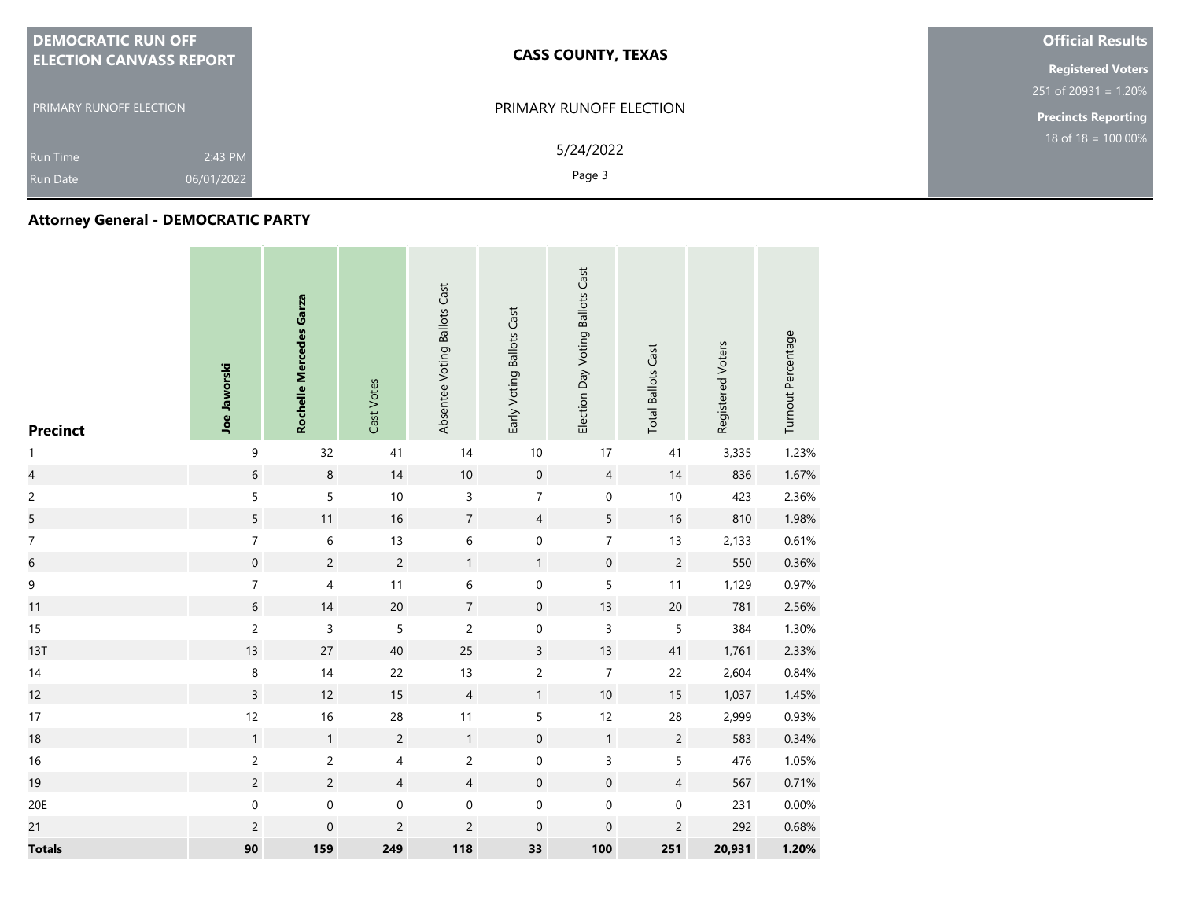**DEMOCRATIC RUN OFF ELECTION CANVASS REPORT**

PRIMARY RUNOFF ELECTION

Run Time 2:43 PM
Run Date 06/01/2022

**CASS COUNTY, TEXAS**

PRIMARY RUNOFF ELECTION

5/24/2022

**Official Results**

**Registered Voters**
251 of 20931 = 1.20%

**Precincts Reporting**
18 of 18 = 100.00%

## Attorney General - DEMOCRATIC PARTY

| Precinct | Joe Jaworski | Rochelle Mercedes Garza | Cast Votes | Absentee Voting Ballots Cast | Early Voting Ballots Cast | Election Day Voting Ballots Cast | Total Ballots Cast | Registered Voters | Turnout Percentage |
|---|---|---|---|---|---|---|---|---|---|
| 1 | 9 | 32 | 41 | 14 | 10 | 17 | 41 | 3,335 | 1.23% |
| 4 | 6 | 8 | 14 | 10 | 0 | 4 | 14 | 836 | 1.67% |
| 2 | 5 | 5 | 10 | 3 | 7 | 0 | 10 | 423 | 2.36% |
| 5 | 5 | 11 | 16 | 7 | 4 | 5 | 16 | 810 | 1.98% |
| 7 | 7 | 6 | 13 | 6 | 0 | 7 | 13 | 2,133 | 0.61% |
| 6 | 0 | 2 | 2 | 1 | 1 | 0 | 2 | 550 | 0.36% |
| 9 | 7 | 4 | 11 | 6 | 0 | 5 | 11 | 1,129 | 0.97% |
| 11 | 6 | 14 | 20 | 7 | 0 | 13 | 20 | 781 | 2.56% |
| 15 | 2 | 3 | 5 | 2 | 0 | 3 | 5 | 384 | 1.30% |
| 13T | 13 | 27 | 40 | 25 | 3 | 13 | 41 | 1,761 | 2.33% |
| 14 | 8 | 14 | 22 | 13 | 2 | 7 | 22 | 2,604 | 0.84% |
| 12 | 3 | 12 | 15 | 4 | 1 | 10 | 15 | 1,037 | 1.45% |
| 17 | 12 | 16 | 28 | 11 | 5 | 12 | 28 | 2,999 | 0.93% |
| 18 | 1 | 1 | 2 | 1 | 0 | 1 | 2 | 583 | 0.34% |
| 16 | 2 | 2 | 4 | 2 | 0 | 3 | 5 | 476 | 1.05% |
| 19 | 2 | 2 | 4 | 4 | 0 | 0 | 4 | 567 | 0.71% |
| 20E | 0 | 0 | 0 | 0 | 0 | 0 | 0 | 231 | 0.00% |
| 21 | 2 | 0 | 2 | 2 | 0 | 0 | 2 | 292 | 0.68% |
| **Totals** | **90** | **159** | **249** | **118** | **33** | **100** | **251** | **20,931** | **1.20%** |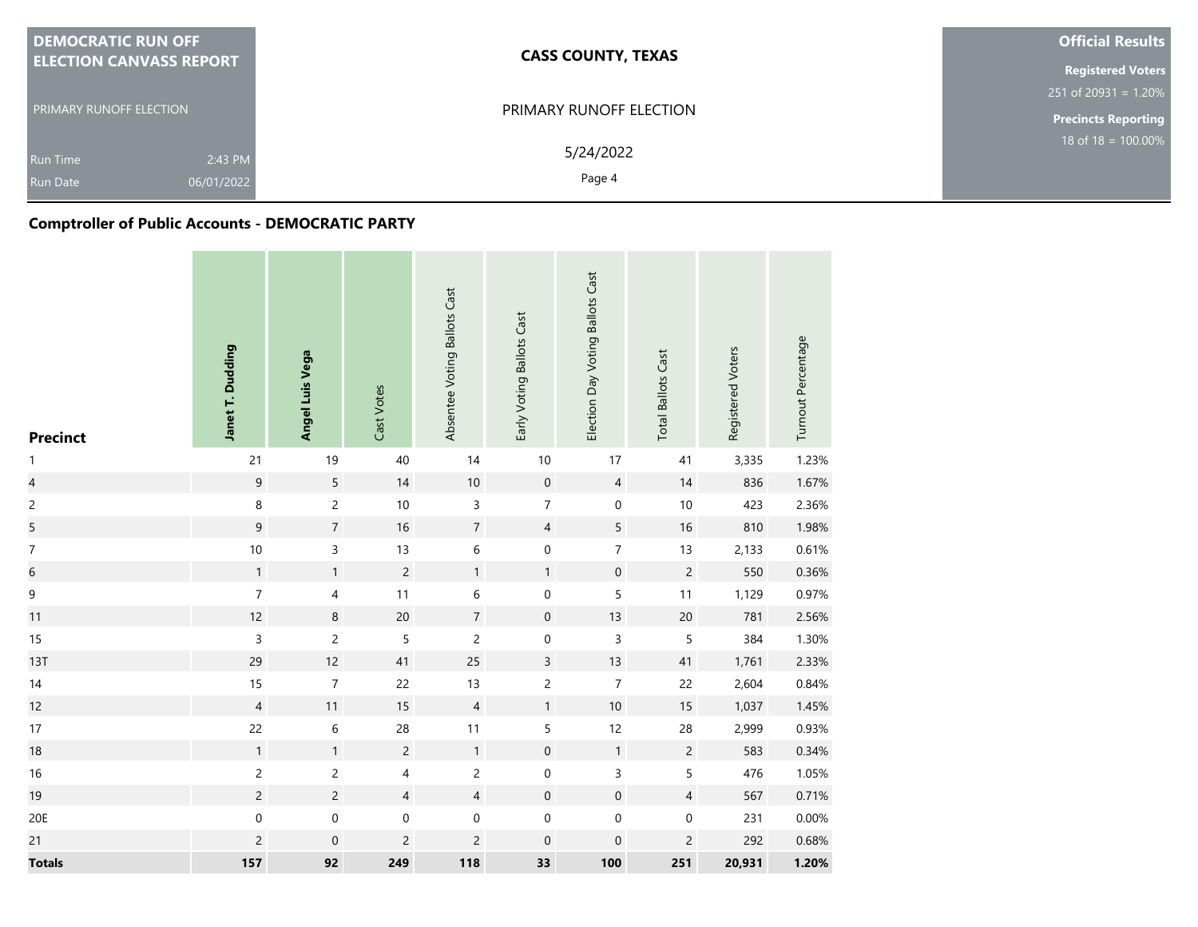DEMOCRATIC RUN OFF ELECTION CANVASS REPORT

PRIMARY RUNOFF ELECTION

Run Time 2:43 PM
Run Date 06/01/2022

**CASS COUNTY, TEXAS**

PRIMARY RUNOFF ELECTION

5/24/2022

**Official Results**

**Registered Voters**
251 of 20931 = 1.20%

**Precincts Reporting**
18 of 18 = 100.00%

## Comptroller of Public Accounts - DEMOCRATIC PARTY

| Precinct | Janet T. Dudding | Angel Luis Vega | Cast Votes | Absentee Voting Ballots Cast | Early Voting Ballots Cast | Election Day Voting Ballots Cast | Total Ballots Cast | Registered Voters | Turnout Percentage |
|---|---|---|---|---|---|---|---|---|---|
| 1 | 21 | 19 | 40 | 14 | 10 | 17 | 41 | 3,335 | 1.23% |
| 4 | 9 | 5 | 14 | 10 | 0 | 4 | 14 | 836 | 1.67% |
| 2 | 8 | 2 | 10 | 3 | 7 | 0 | 10 | 423 | 2.36% |
| 5 | 9 | 7 | 16 | 7 | 4 | 5 | 16 | 810 | 1.98% |
| 7 | 10 | 3 | 13 | 6 | 0 | 7 | 13 | 2,133 | 0.61% |
| 6 | 1 | 1 | 2 | 1 | 1 | 0 | 2 | 550 | 0.36% |
| 9 | 7 | 4 | 11 | 6 | 0 | 5 | 11 | 1,129 | 0.97% |
| 11 | 12 | 8 | 20 | 7 | 0 | 13 | 20 | 781 | 2.56% |
| 15 | 3 | 2 | 5 | 2 | 0 | 3 | 5 | 384 | 1.30% |
| 13T | 29 | 12 | 41 | 25 | 3 | 13 | 41 | 1,761 | 2.33% |
| 14 | 15 | 7 | 22 | 13 | 2 | 7 | 22 | 2,604 | 0.84% |
| 12 | 4 | 11 | 15 | 4 | 1 | 10 | 15 | 1,037 | 1.45% |
| 17 | 22 | 6 | 28 | 11 | 5 | 12 | 28 | 2,999 | 0.93% |
| 18 | 1 | 1 | 2 | 1 | 0 | 1 | 2 | 583 | 0.34% |
| 16 | 2 | 2 | 4 | 2 | 0 | 3 | 5 | 476 | 1.05% |
| 19 | 2 | 2 | 4 | 4 | 0 | 0 | 4 | 567 | 0.71% |
| 20E | 0 | 0 | 0 | 0 | 0 | 0 | 0 | 231 | 0.00% |
| 21 | 2 | 0 | 2 | 2 | 0 | 0 | 2 | 292 | 0.68% |
| **Totals** | **157** | **92** | **249** | **118** | **33** | **100** | **251** | **20,931** | **1.20%** |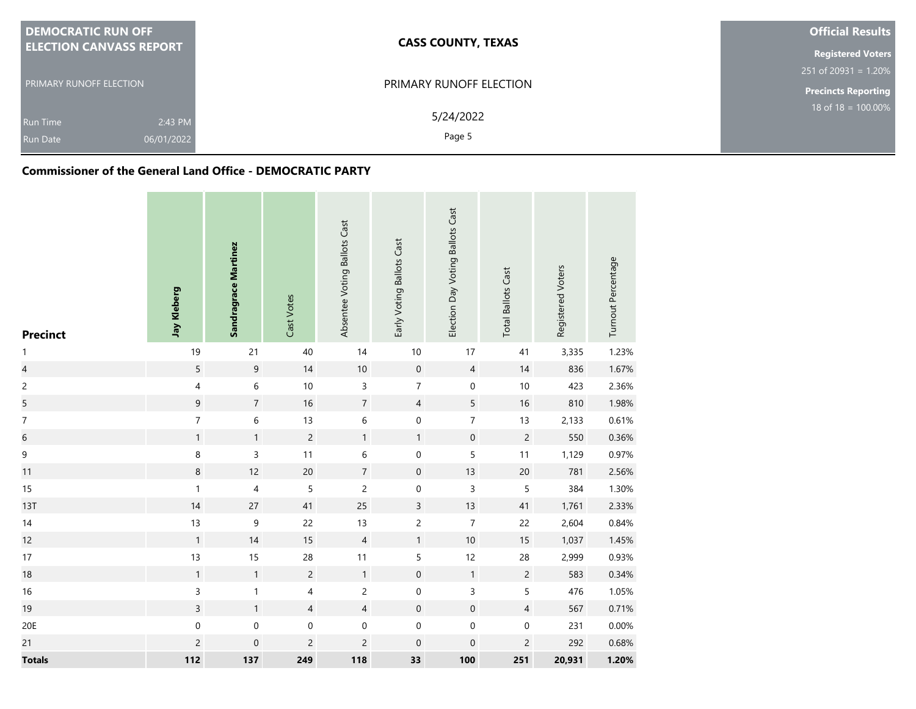**DEMOCRATIC RUN OFF ELECTION CANVASS REPORT**

PRIMARY RUNOFF ELECTION

Run Time 2:43 PM
Run Date 06/01/2022

**CASS COUNTY, TEXAS**

PRIMARY RUNOFF ELECTION

5/24/2022

**Official Results**

**Registered Voters**
251 of 20931 = 1.20%

**Precincts Reporting**
18 of 18 = 100.00%

## Commissioner of the General Land Office - DEMOCRATIC PARTY

| Precinct | Jay Kleberg | Sandragrace Martinez | Cast Votes | Absentee Voting Ballots Cast | Early Voting Ballots Cast | Election Day Voting Ballots Cast | Total Ballots Cast | Registered Voters | Turnout Percentage |
|---|---|---|---|---|---|---|---|---|---|
| 1 | 19 | 21 | 40 | 14 | 10 | 17 | 41 | 3,335 | 1.23% |
| 4 | 5 | 9 | 14 | 10 | 0 | 4 | 14 | 836 | 1.67% |
| 2 | 4 | 6 | 10 | 3 | 7 | 0 | 10 | 423 | 2.36% |
| 5 | 9 | 7 | 16 | 7 | 4 | 5 | 16 | 810 | 1.98% |
| 7 | 7 | 6 | 13 | 6 | 0 | 7 | 13 | 2,133 | 0.61% |
| 6 | 1 | 1 | 2 | 1 | 1 | 0 | 2 | 550 | 0.36% |
| 9 | 8 | 3 | 11 | 6 | 0 | 5 | 11 | 1,129 | 0.97% |
| 11 | 8 | 12 | 20 | 7 | 0 | 13 | 20 | 781 | 2.56% |
| 15 | 1 | 4 | 5 | 2 | 0 | 3 | 5 | 384 | 1.30% |
| 13T | 14 | 27 | 41 | 25 | 3 | 13 | 41 | 1,761 | 2.33% |
| 14 | 13 | 9 | 22 | 13 | 2 | 7 | 22 | 2,604 | 0.84% |
| 12 | 1 | 14 | 15 | 4 | 1 | 10 | 15 | 1,037 | 1.45% |
| 17 | 13 | 15 | 28 | 11 | 5 | 12 | 28 | 2,999 | 0.93% |
| 18 | 1 | 1 | 2 | 1 | 0 | 1 | 2 | 583 | 0.34% |
| 16 | 3 | 1 | 4 | 2 | 0 | 3 | 5 | 476 | 1.05% |
| 19 | 3 | 1 | 4 | 4 | 0 | 0 | 4 | 567 | 0.71% |
| 20E | 0 | 0 | 0 | 0 | 0 | 0 | 0 | 231 | 0.00% |
| 21 | 2 | 0 | 2 | 2 | 0 | 0 | 2 | 292 | 0.68% |
| **Totals** | **112** | **137** | **249** | **118** | **33** | **100** | **251** | **20,931** | **1.20%** |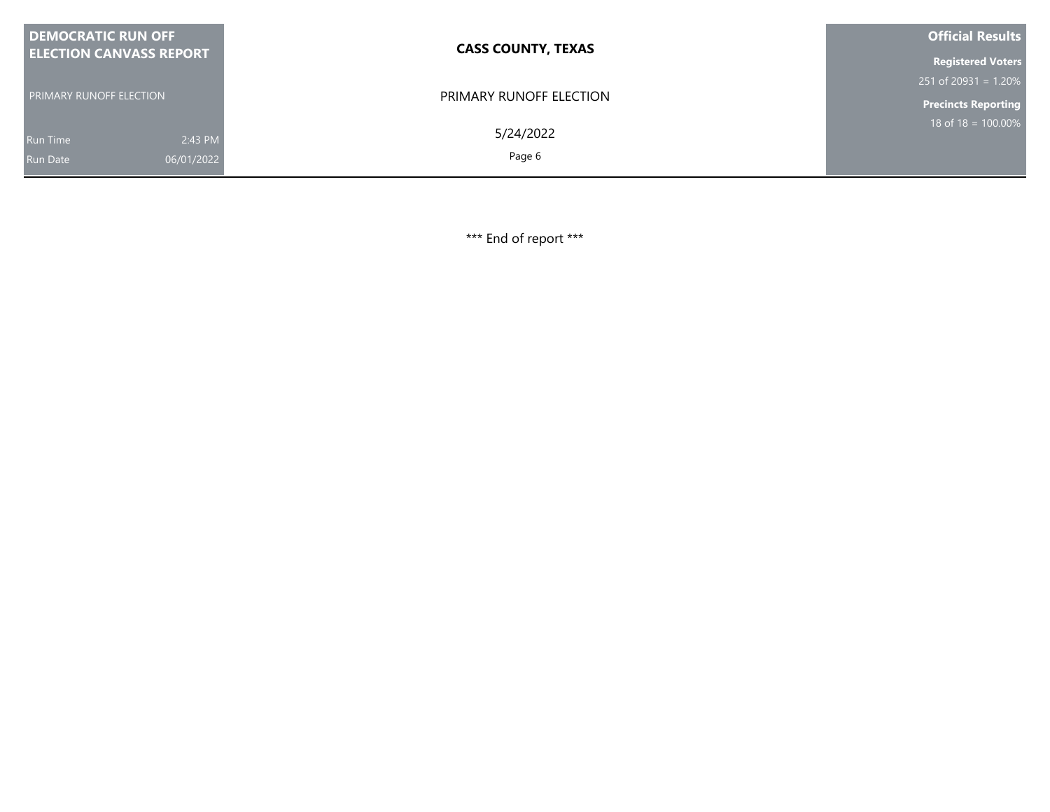*** End of report ***